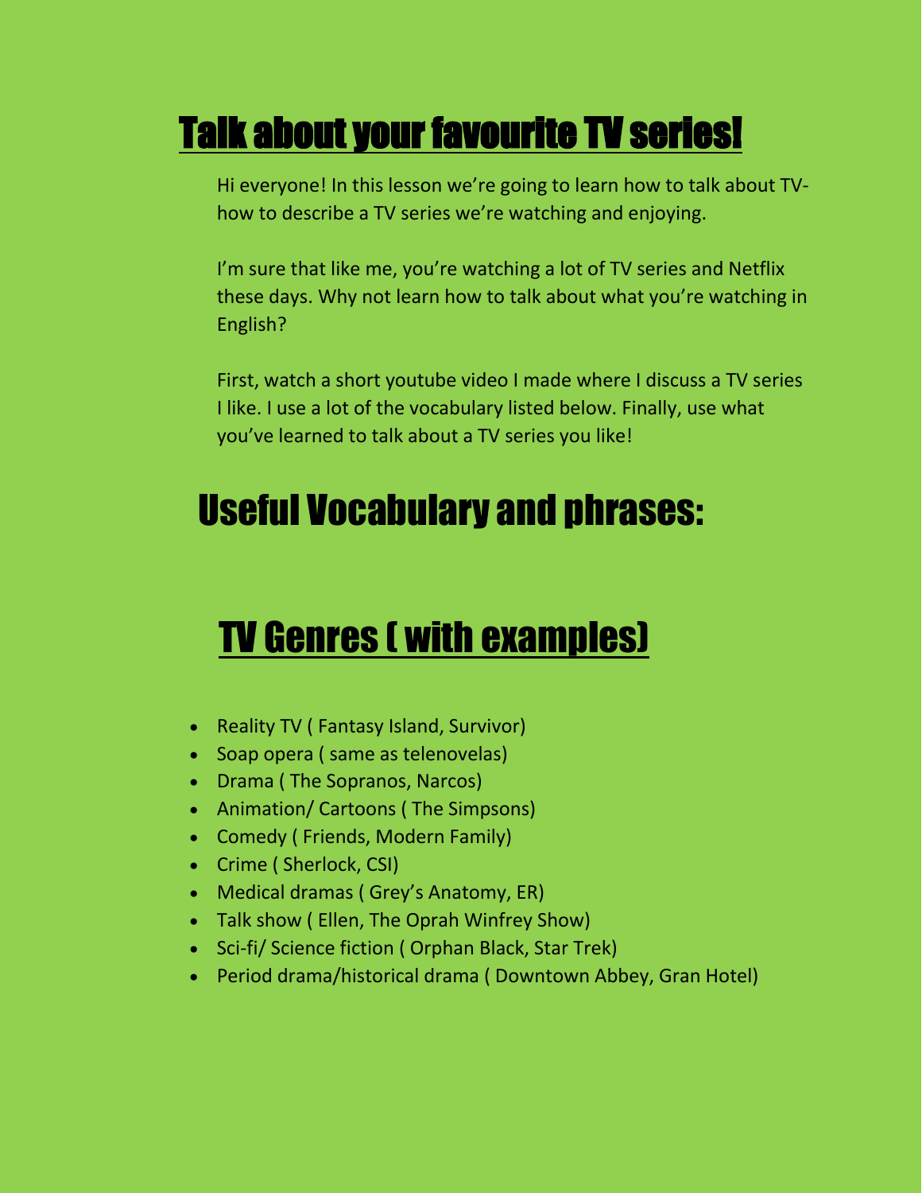# Talk about your favourite TV series!

Hi everyone! In this lesson we're going to learn how to talk about TV- how to describe a TV series we're watching and enjoying.

I'm sure that like me, you're watching a lot of TV series and Netflix these days. Why not learn how to talk about what you're watching in English?

First, watch a short youtube video I made where I discuss a TV series I like. I use a lot of the vocabulary listed below. Finally, use what you've learned to talk about a TV series you like!

## Useful Vocabulary and phrases:

## TV Genres ( with examples)

- Reality TV ( Fantasy Island, Survivor)
- Soap opera ( same as telenovelas)
- Drama ( The Sopranos, Narcos)
- Animation/ Cartoons ( The Simpsons)
- Comedy ( Friends, Modern Family)
- Crime ( Sherlock, CSI)
- Medical dramas ( Grey's Anatomy, ER)
- Talk show ( Ellen, The Oprah Winfrey Show)
- Sci-fi/ Science fiction ( Orphan Black, Star Trek)
- Period drama/historical drama ( Downtown Abbey, Gran Hotel)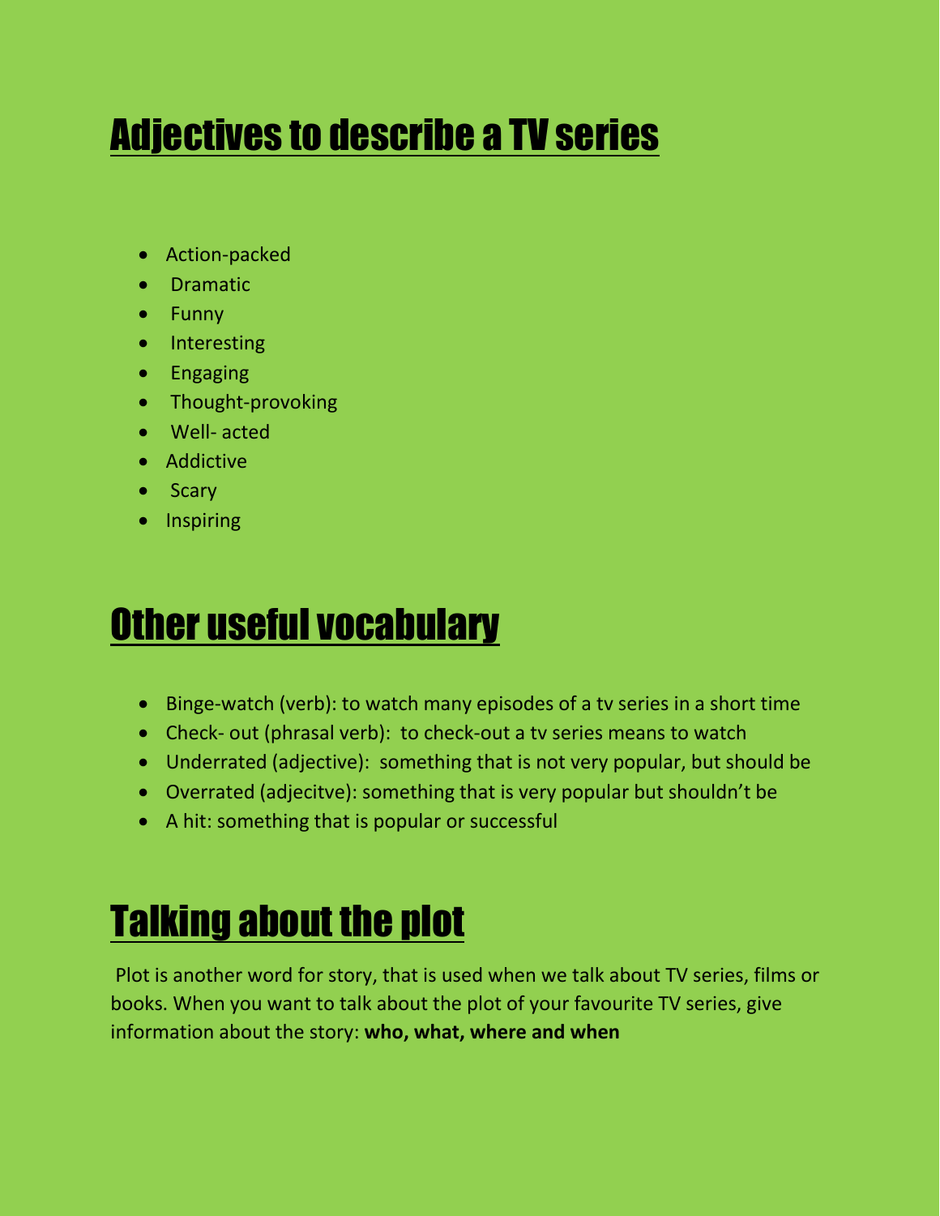# Adjectives to describe a TV series

- Action-packed
- Dramatic
- Funny
- Interesting
- Engaging
- Thought-provoking
- Well- acted
- Addictive
- Scary
- Inspiring

# Other useful vocabulary

- Binge-watch (verb): to watch many episodes of a tv series in a short time
- Check- out (phrasal verb): to check-out a tv series means to watch
- Underrated (adjective): something that is not very popular, but should be
- Overrated (adjecitve): something that is very popular but shouldn't be
- A hit: something that is popular or successful

# Talking about the plot

Plot is another word for story, that is used when we talk about TV series, films or books. When you want to talk about the plot of your favourite TV series, give information about the story: **who, what, where and when**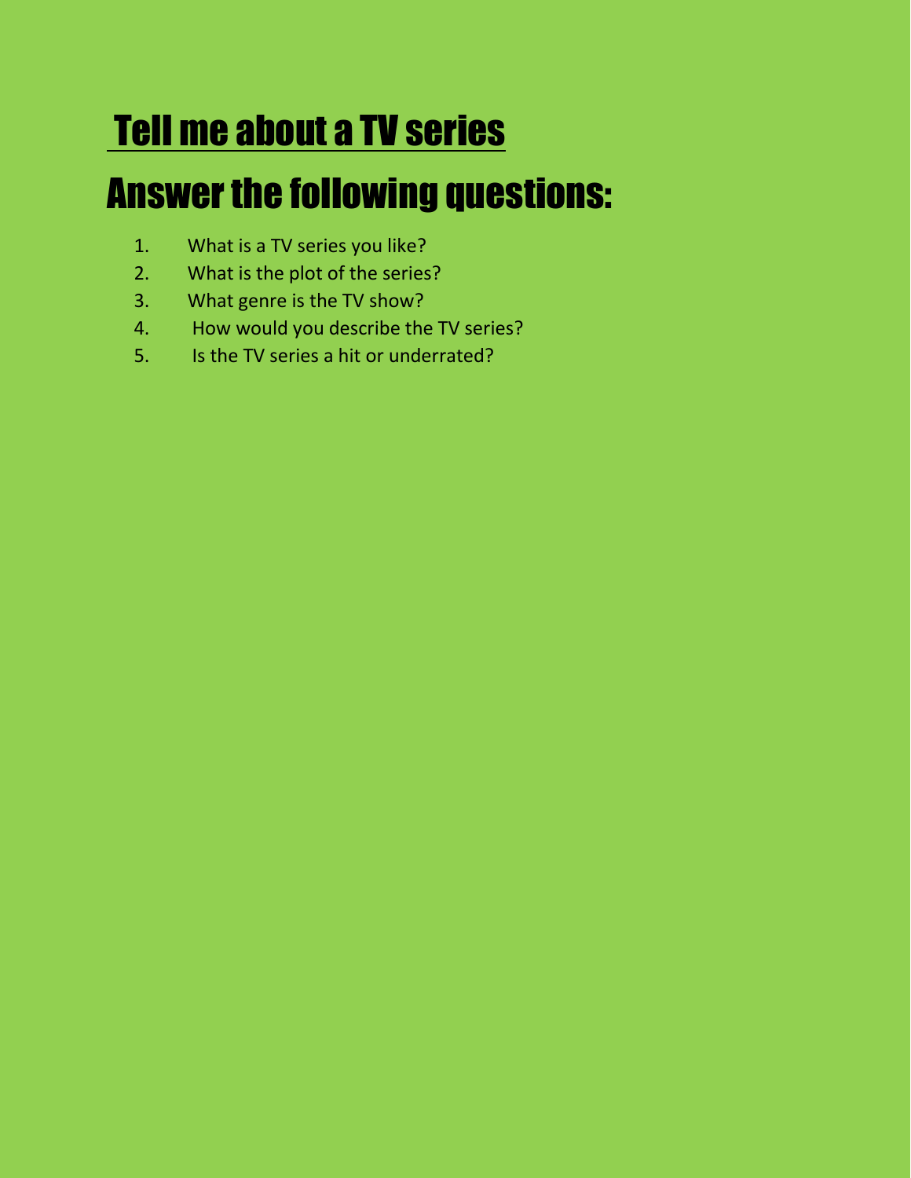# Tell me about a TV series

# Answer the following questions:

1. What is a TV series you like?
2. What is the plot of the series?
3. What genre is the TV show?
4. How would you describe the TV series?
5. Is the TV series a hit or underrated?